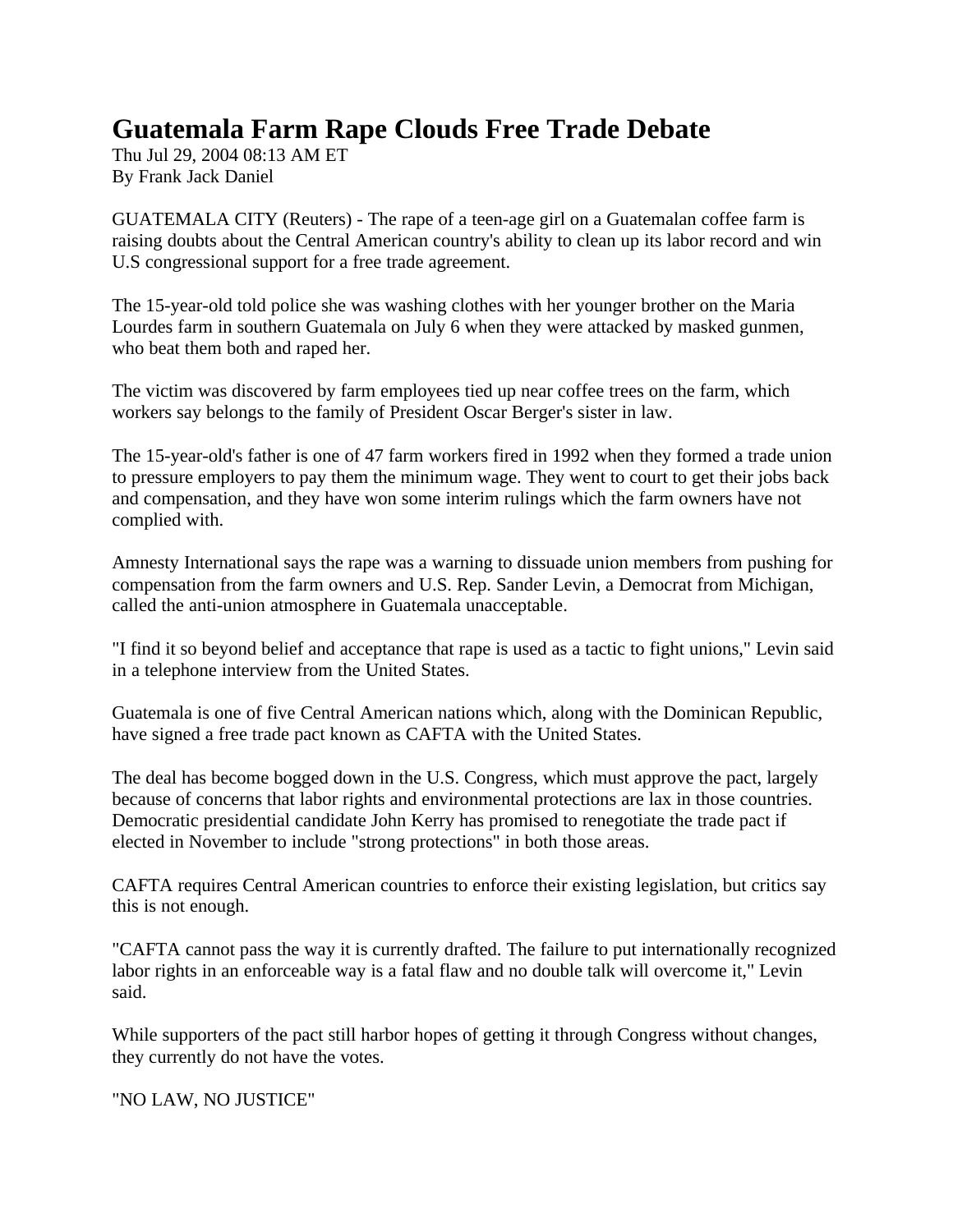# Guatemala Farm Rape Clouds Free Trade Debate

Thu Jul 29, 2004 08:13 AM ET
By Frank Jack Daniel

GUATEMALA CITY (Reuters) - The rape of a teen-age girl on a Guatemalan coffee farm is raising doubts about the Central American country's ability to clean up its labor record and win U.S congressional support for a free trade agreement.

The 15-year-old told police she was washing clothes with her younger brother on the Maria Lourdes farm in southern Guatemala on July 6 when they were attacked by masked gunmen, who beat them both and raped her.

The victim was discovered by farm employees tied up near coffee trees on the farm, which workers say belongs to the family of President Oscar Berger's sister in law.

The 15-year-old's father is one of 47 farm workers fired in 1992 when they formed a trade union to pressure employers to pay them the minimum wage. They went to court to get their jobs back and compensation, and they have won some interim rulings which the farm owners have not complied with.

Amnesty International says the rape was a warning to dissuade union members from pushing for compensation from the farm owners and U.S. Rep. Sander Levin, a Democrat from Michigan, called the anti-union atmosphere in Guatemala unacceptable.

"I find it so beyond belief and acceptance that rape is used as a tactic to fight unions," Levin said in a telephone interview from the United States.

Guatemala is one of five Central American nations which, along with the Dominican Republic, have signed a free trade pact known as CAFTA with the United States.

The deal has become bogged down in the U.S. Congress, which must approve the pact, largely because of concerns that labor rights and environmental protections are lax in those countries. Democratic presidential candidate John Kerry has promised to renegotiate the trade pact if elected in November to include "strong protections" in both those areas.

CAFTA requires Central American countries to enforce their existing legislation, but critics say this is not enough.

"CAFTA cannot pass the way it is currently drafted. The failure to put internationally recognized labor rights in an enforceable way is a fatal flaw and no double talk will overcome it," Levin said.

While supporters of the pact still harbor hopes of getting it through Congress without changes, they currently do not have the votes.

"NO LAW, NO JUSTICE"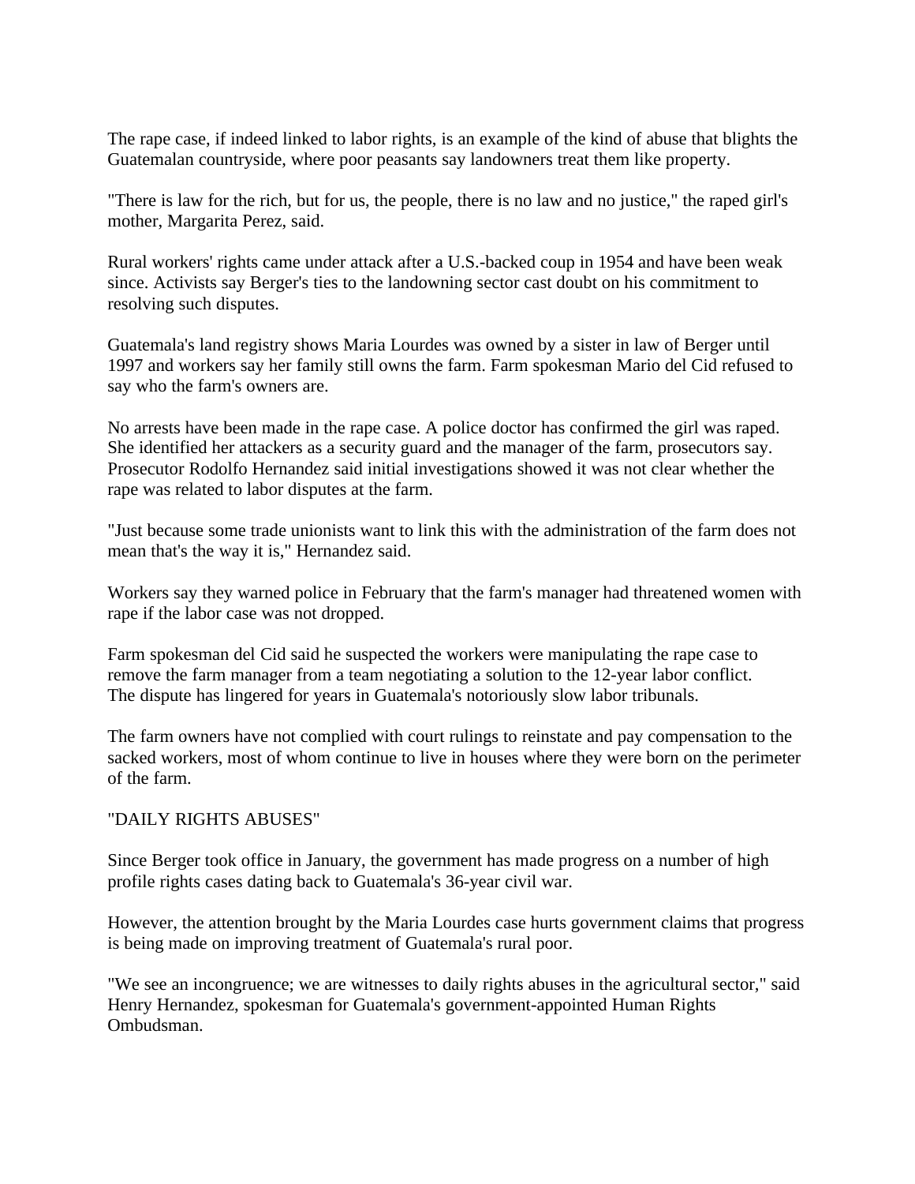The rape case, if indeed linked to labor rights, is an example of the kind of abuse that blights the Guatemalan countryside, where poor peasants say landowners treat them like property.

"There is law for the rich, but for us, the people, there is no law and no justice," the raped girl's mother, Margarita Perez, said.

Rural workers' rights came under attack after a U.S.-backed coup in 1954 and have been weak since. Activists say Berger's ties to the landowning sector cast doubt on his commitment to resolving such disputes.

Guatemala's land registry shows Maria Lourdes was owned by a sister in law of Berger until 1997 and workers say her family still owns the farm. Farm spokesman Mario del Cid refused to say who the farm's owners are.

No arrests have been made in the rape case. A police doctor has confirmed the girl was raped. She identified her attackers as a security guard and the manager of the farm, prosecutors say. Prosecutor Rodolfo Hernandez said initial investigations showed it was not clear whether the rape was related to labor disputes at the farm.

"Just because some trade unionists want to link this with the administration of the farm does not mean that's the way it is," Hernandez said.

Workers say they warned police in February that the farm's manager had threatened women with rape if the labor case was not dropped.

Farm spokesman del Cid said he suspected the workers were manipulating the rape case to remove the farm manager from a team negotiating a solution to the 12-year labor conflict. The dispute has lingered for years in Guatemala's notoriously slow labor tribunals.

The farm owners have not complied with court rulings to reinstate and pay compensation to the sacked workers, most of whom continue to live in houses where they were born on the perimeter of the farm.

"DAILY RIGHTS ABUSES"

Since Berger took office in January, the government has made progress on a number of high profile rights cases dating back to Guatemala's 36-year civil war.

However, the attention brought by the Maria Lourdes case hurts government claims that progress is being made on improving treatment of Guatemala's rural poor.

"We see an incongruence; we are witnesses to daily rights abuses in the agricultural sector," said Henry Hernandez, spokesman for Guatemala's government-appointed Human Rights Ombudsman.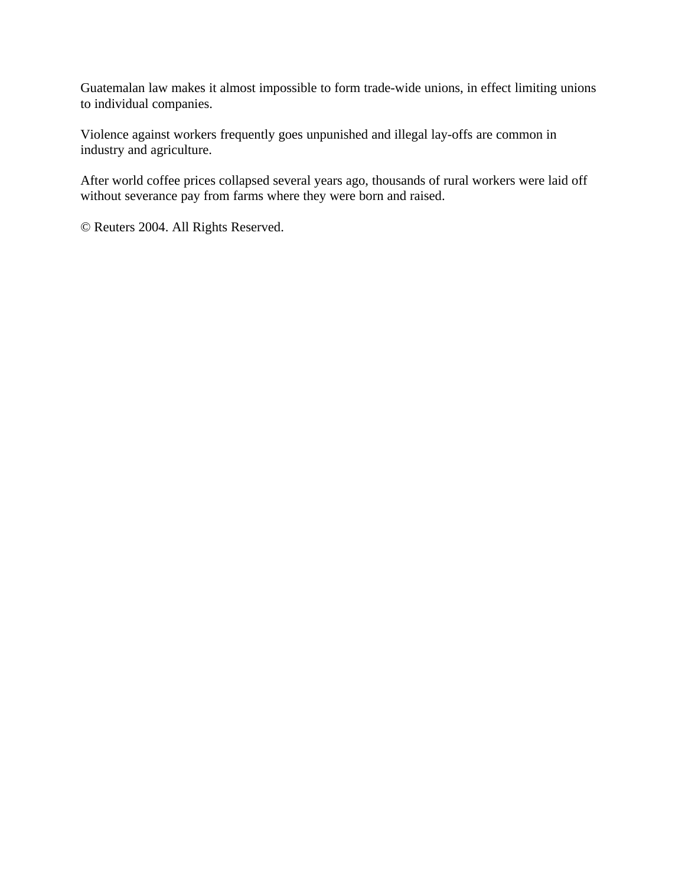Guatemalan law makes it almost impossible to form trade-wide unions, in effect limiting unions to individual companies.

Violence against workers frequently goes unpunished and illegal lay-offs are common in industry and agriculture.

After world coffee prices collapsed several years ago, thousands of rural workers were laid off without severance pay from farms where they were born and raised.

© Reuters 2004. All Rights Reserved.